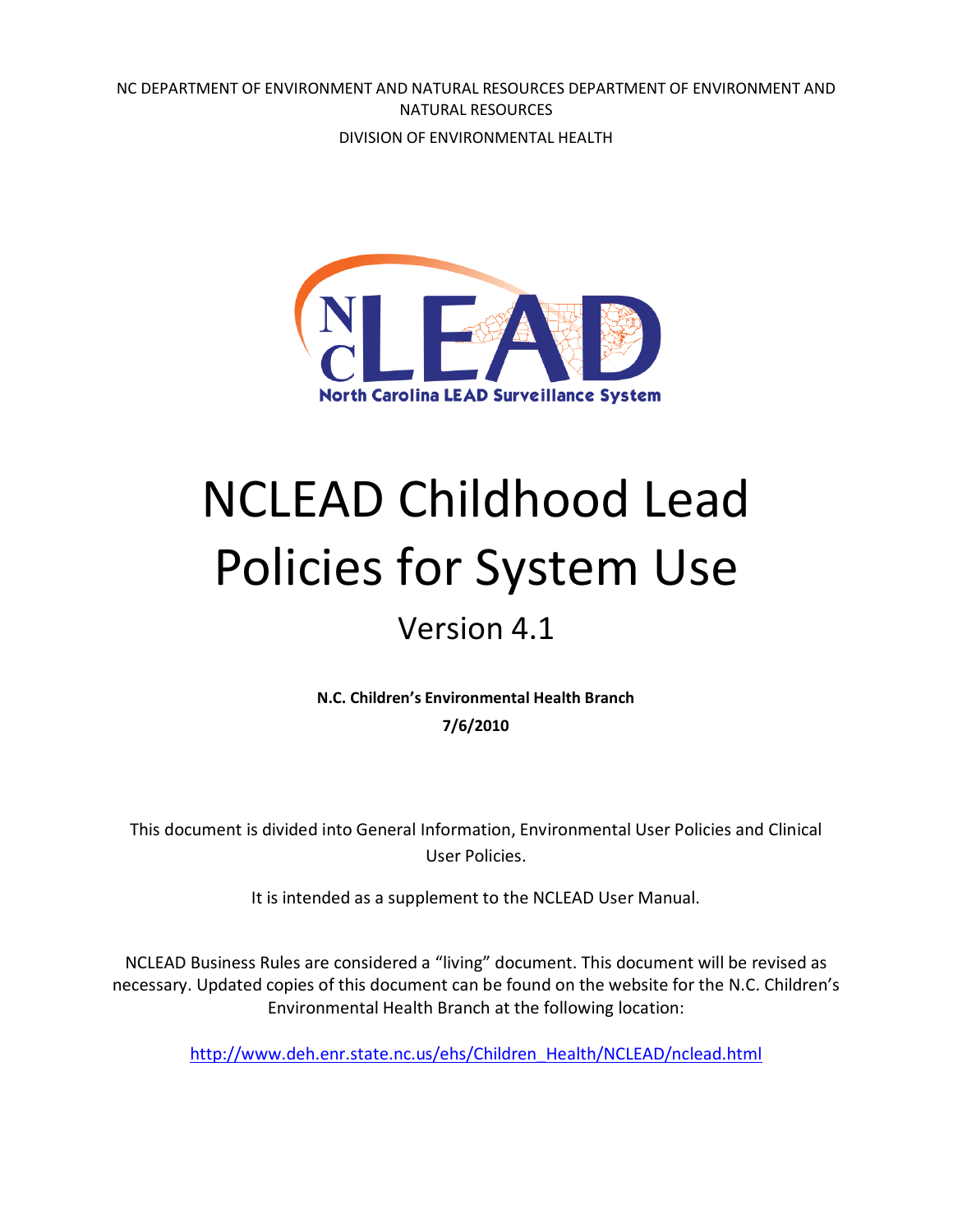NC DEPARTMENT OF ENVIRONMENT AND NATURAL RESOURCES DEPARTMENT OF ENVIRONMENT AND NATURAL RESOURCES

DIVISION OF ENVIRONMENTAL HEALTH

NC LEAD

North Carolina LEAD Surveillance System

# NCLEAD Childhood Lead Policies for System Use

## Version 4.1

**N.C. Children's Environmental Health Branch**

**7/6/2010**

This document is divided into General Information, Environmental User Policies and Clinical User Policies.

It is intended as a supplement to the NCLEAD User Manual.

NCLEAD Business Rules are considered a "living" document. This document will be revised as necessary. Updated copies of this document can be found on the website for the N.C. Children's Environmental Health Branch at the following location:

http://www.deh.enr.state.nc.us/ehs/Children_Health/NCLEAD/nclead.html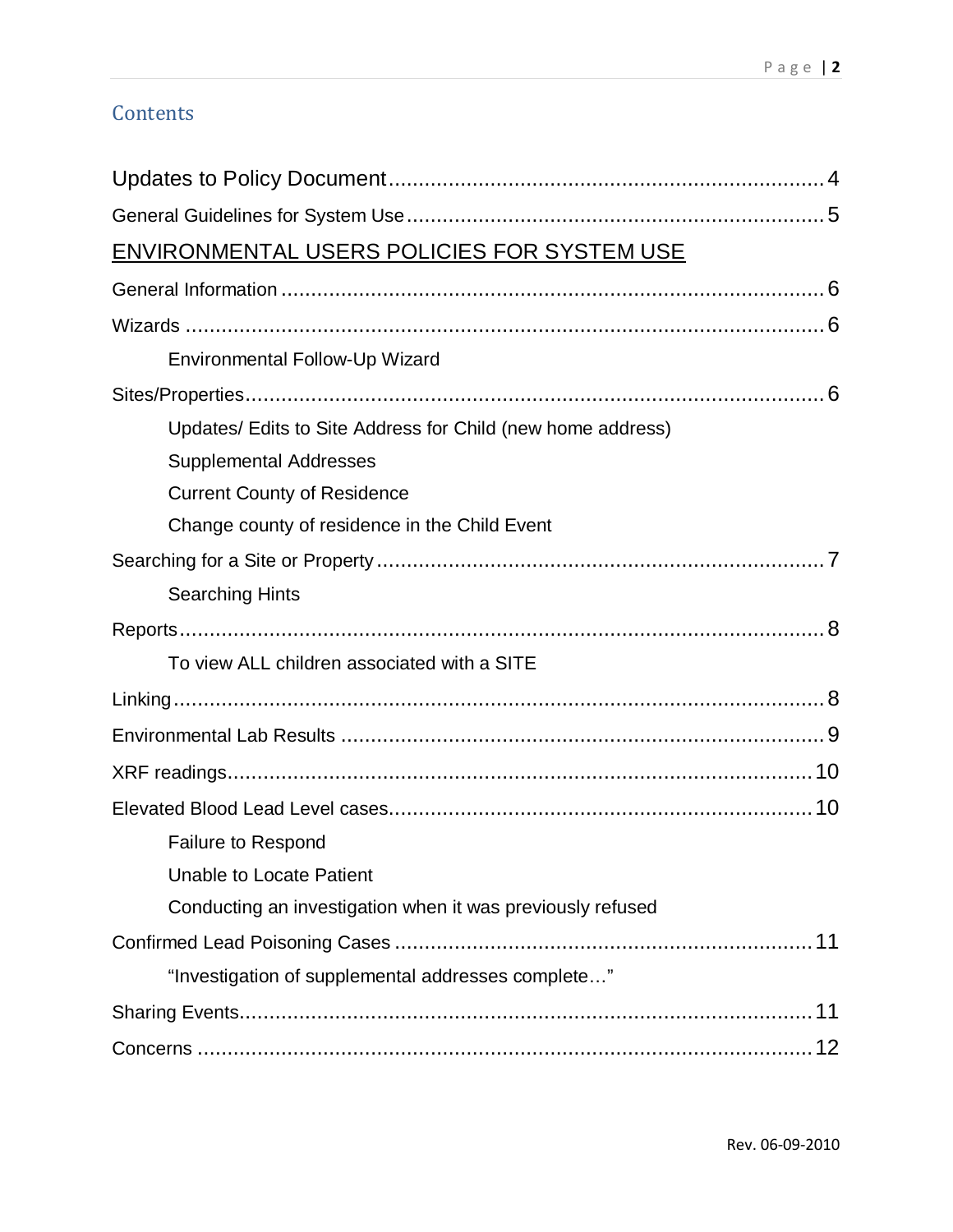## Contents

Updates to Policy Document ........................................................................ 4

General Guidelines for System Use ........................................................................ 5

ENVIRONMENTAL USERS POLICIES FOR SYSTEM USE

General Information ........................................................................ 6

Wizards ........................................................................ 6

- Environmental Follow-Up Wizard

Sites/Properties ........................................................................ 6

- Updates/ Edits to Site Address for Child (new home address)
- Supplemental Addresses
- Current County of Residence
- Change county of residence in the Child Event

Searching for a Site or Property ........................................................................ 7

- Searching Hints

Reports ........................................................................ 8

- To view ALL children associated with a SITE

Linking ........................................................................ 8

Environmental Lab Results ........................................................................ 9

XRF readings ........................................................................ 10

Elevated Blood Lead Level cases ........................................................................ 10

- Failure to Respond
- Unable to Locate Patient
- Conducting an investigation when it was previously refused

Confirmed Lead Poisoning Cases ........................................................................ 11

- "Investigation of supplemental addresses complete…"

Sharing Events ........................................................................ 11

Concerns ........................................................................ 12

Rev. 06-09-2010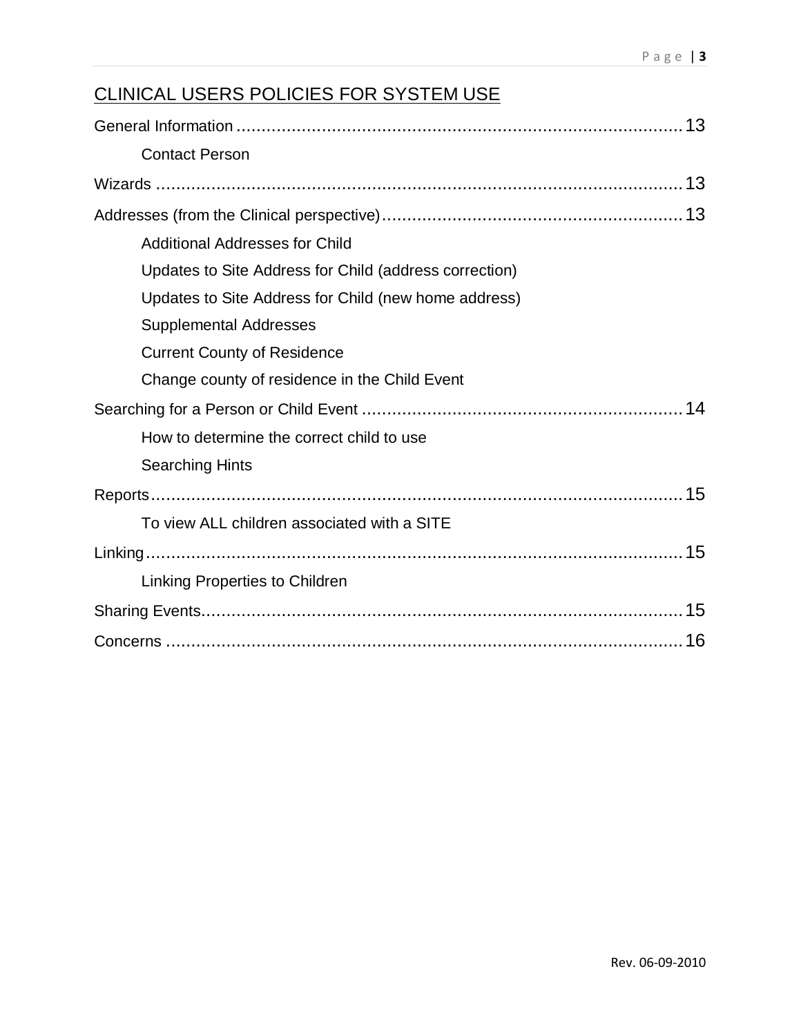## CLINICAL USERS POLICIES FOR SYSTEM USE

General Information .......................................................................................... 13

- Contact Person

Wizards .......................................................................................................... 13

Addresses (from the Clinical perspective) ........................................................... 13

- Additional Addresses for Child
- Updates to Site Address for Child (address correction)
- Updates to Site Address for Child (new home address)
- Supplemental Addresses
- Current County of Residence
- Change county of residence in the Child Event

Searching for a Person or Child Event ................................................................ 14

- How to determine the correct child to use
- Searching Hints

Reports ........................................................................................................... 15

- To view ALL children associated with a SITE

Linking ........................................................................................................... 15

- Linking Properties to Children

Sharing Events ................................................................................................. 15

Concerns ........................................................................................................ 16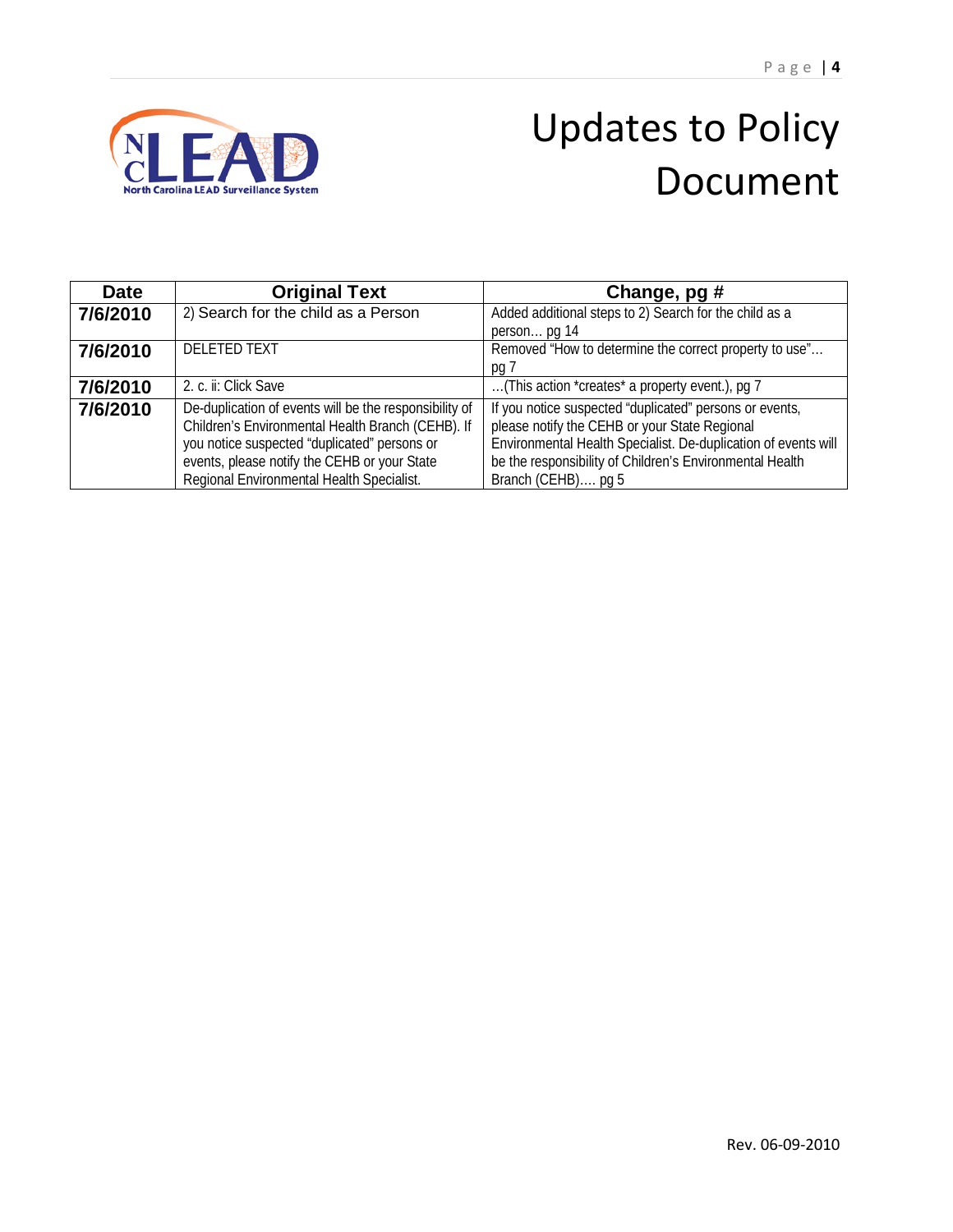# Updates to Policy Document

| Date | Original Text | Change, pg # |
|---|---|---|
| **7/6/2010** | 2) Search for the child as a Person | Added additional steps to 2) Search for the child as a person… pg 14 |
| **7/6/2010** | DELETED TEXT | Removed "How to determine the correct property to use"… pg 7 |
| **7/6/2010** | 2. c. ii: Click Save | …(This action *creates* a property event.), pg 7 |
| **7/6/2010** | De-duplication of events will be the responsibility of Children's Environmental Health Branch (CEHB). If you notice suspected "duplicated" persons or events, please notify the CEHB or your State Regional Environmental Health Specialist. | If you notice suspected "duplicated" persons or events, please notify the CEHB or your State Regional Environmental Health Specialist. De-duplication of events will be the responsibility of Children's Environmental Health Branch (CEHB)…. pg 5 |

Rev. 06-09-2010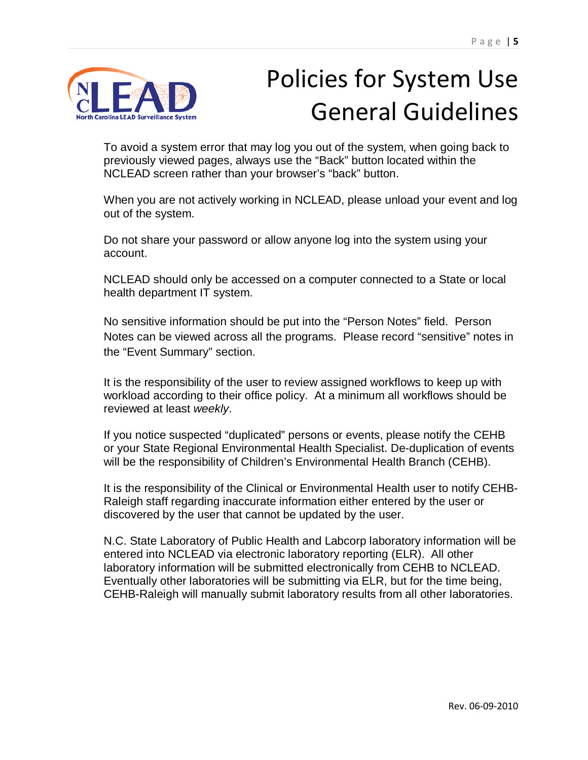# Policies for System Use General Guidelines

To avoid a system error that may log you out of the system, when going back to previously viewed pages, always use the “Back” button located within the NCLEAD screen rather than your browser’s “back” button.

When you are not actively working in NCLEAD, please unload your event and log out of the system.

Do not share your password or allow anyone log into the system using your account.

NCLEAD should only be accessed on a computer connected to a State or local health department IT system.

No sensitive information should be put into the “Person Notes” field. Person Notes can be viewed across all the programs. Please record “sensitive” notes in the “Event Summary” section.

It is the responsibility of the user to review assigned workflows to keep up with workload according to their office policy. At a minimum all workflows should be reviewed at least *weekly*.

If you notice suspected “duplicated” persons or events, please notify the CEHB or your State Regional Environmental Health Specialist. De-duplication of events will be the responsibility of Children’s Environmental Health Branch (CEHB).

It is the responsibility of the Clinical or Environmental Health user to notify CEHB-Raleigh staff regarding inaccurate information either entered by the user or discovered by the user that cannot be updated by the user.

N.C. State Laboratory of Public Health and Labcorp laboratory information will be entered into NCLEAD via electronic laboratory reporting (ELR). All other laboratory information will be submitted electronically from CEHB to NCLEAD. Eventually other laboratories will be submitting via ELR, but for the time being, CEHB-Raleigh will manually submit laboratory results from all other laboratories.

Rev. 06-09-2010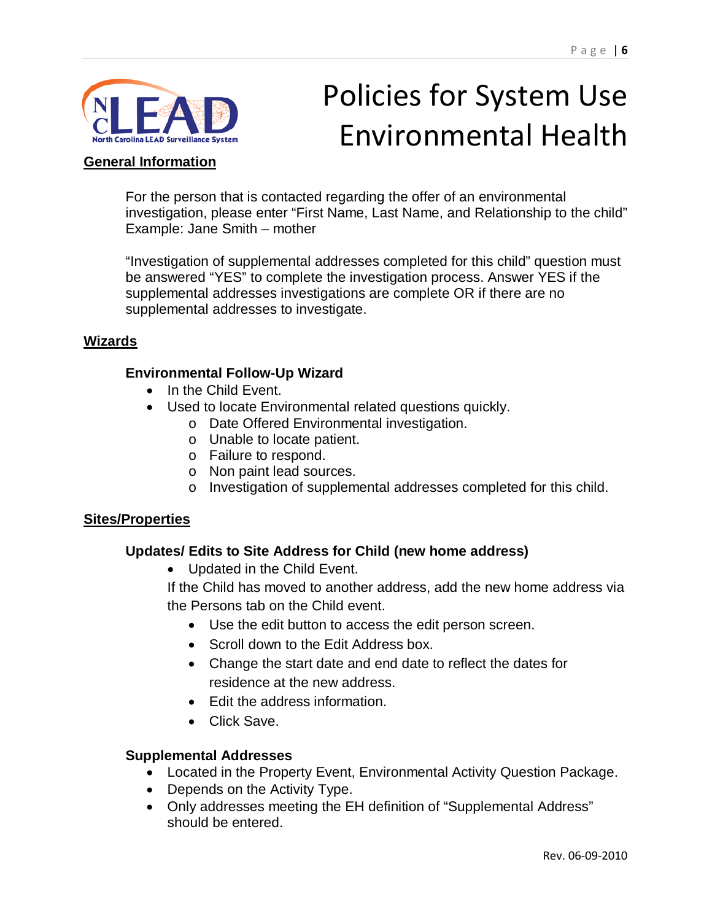# Policies for System Use Environmental Health

## General Information

For the person that is contacted regarding the offer of an environmental investigation, please enter "First Name, Last Name, and Relationship to the child" Example: Jane Smith – mother

"Investigation of supplemental addresses completed for this child" question must be answered "YES" to complete the investigation process. Answer YES if the supplemental addresses investigations are complete OR if there are no supplemental addresses to investigate.

## Wizards

### Environmental Follow-Up Wizard

- In the Child Event.
- Used to locate Environmental related questions quickly.
  - Date Offered Environmental investigation.
  - Unable to locate patient.
  - Failure to respond.
  - Non paint lead sources.
  - Investigation of supplemental addresses completed for this child.

## Sites/Properties

### Updates/ Edits to Site Address for Child (new home address)

- Updated in the Child Event.

If the Child has moved to another address, add the new home address via the Persons tab on the Child event.

- Use the edit button to access the edit person screen.
- Scroll down to the Edit Address box.
- Change the start date and end date to reflect the dates for residence at the new address.
- Edit the address information.
- Click Save.

### Supplemental Addresses

- Located in the Property Event, Environmental Activity Question Package.
- Depends on the Activity Type.
- Only addresses meeting the EH definition of "Supplemental Address" should be entered.

Rev. 06-09-2010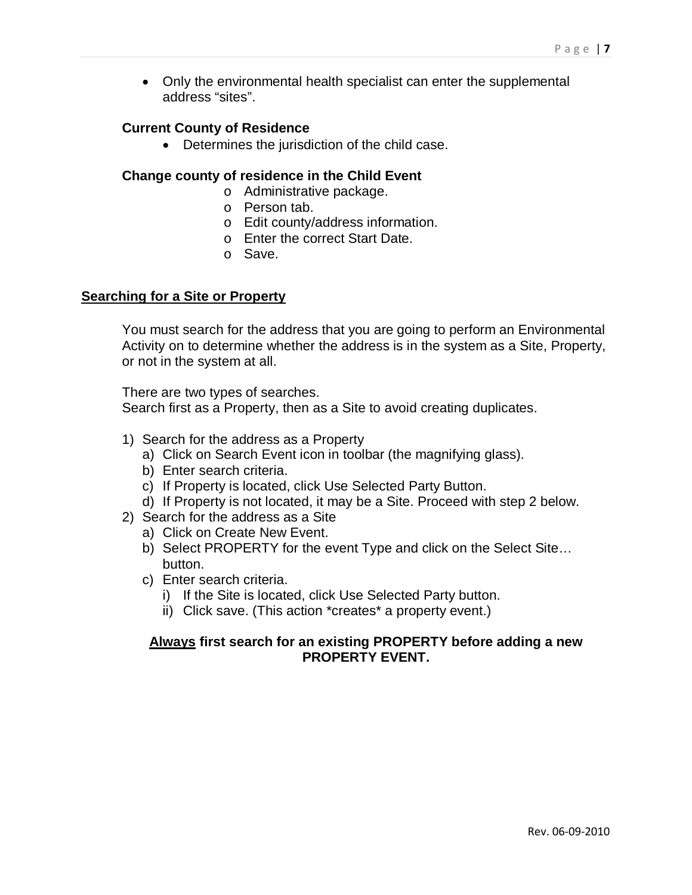- Only the environmental health specialist can enter the supplemental address "sites".

**Current County of Residence**

- Determines the jurisdiction of the child case.

**Change county of residence in the Child Event**

- Administrative package.
- Person tab.
- Edit county/address information.
- Enter the correct Start Date.
- Save.

## Searching for a Site or Property

You must search for the address that you are going to perform an Environmental Activity on to determine whether the address is in the system as a Site, Property, or not in the system at all.

There are two types of searches.
Search first as a Property, then as a Site to avoid creating duplicates.

1) Search for the address as a Property
   a) Click on Search Event icon in toolbar (the magnifying glass).
   b) Enter search criteria.
   c) If Property is located, click Use Selected Party Button.
   d) If Property is not located, it may be a Site. Proceed with step 2 below.
2) Search for the address as a Site
   a) Click on Create New Event.
   b) Select PROPERTY for the event Type and click on the Select Site… button.
   c) Enter search criteria.
      i) If the Site is located, click Use Selected Party button.
      ii) Click save. (This action *creates* a property event.)

**Always first search for an existing PROPERTY before adding a new PROPERTY EVENT.**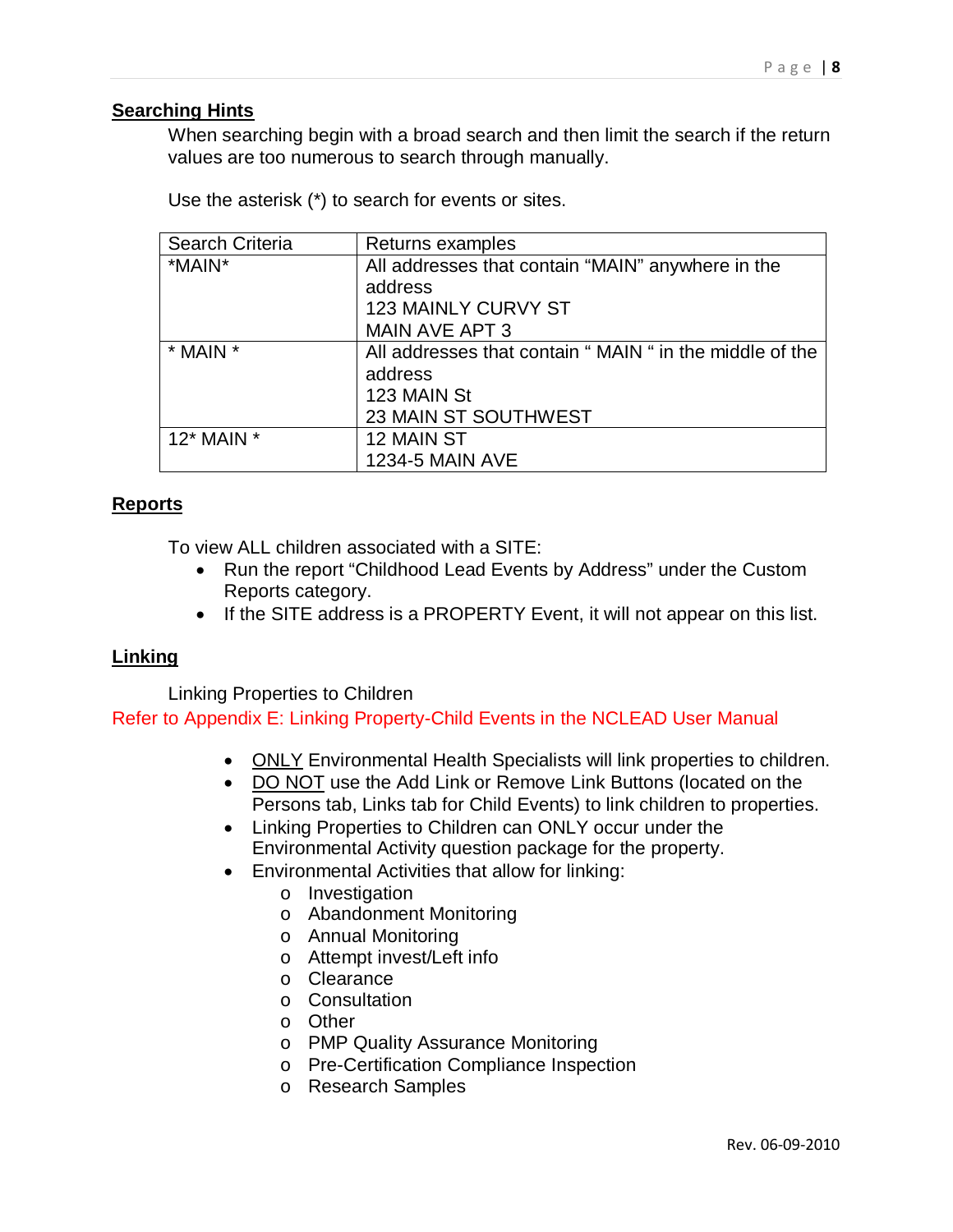## Searching Hints

When searching begin with a broad search and then limit the search if the return values are too numerous to search through manually.

Use the asterisk (*) to search for events or sites.

| Search Criteria | Returns examples |
|---|---|
| *MAIN* | All addresses that contain "MAIN" anywhere in the address<br>123 MAINLY CURVY ST<br>MAIN AVE APT 3 |
| * MAIN * | All addresses that contain " MAIN " in the middle of the address<br>123 MAIN St<br>23 MAIN ST SOUTHWEST |
| 12* MAIN * | 12 MAIN ST<br>1234-5 MAIN AVE |

## Reports

To view ALL children associated with a SITE:

- Run the report "Childhood Lead Events by Address" under the Custom Reports category.
- If the SITE address is a PROPERTY Event, it will not appear on this list.

## Linking

Linking Properties to Children

Refer to Appendix E: Linking Property-Child Events in the NCLEAD User Manual

- ONLY Environmental Health Specialists will link properties to children.
- DO NOT use the Add Link or Remove Link Buttons (located on the Persons tab, Links tab for Child Events) to link children to properties.
- Linking Properties to Children can ONLY occur under the Environmental Activity question package for the property.
- Environmental Activities that allow for linking:
  - Investigation
  - Abandonment Monitoring
  - Annual Monitoring
  - Attempt invest/Left info
  - Clearance
  - Consultation
  - Other
  - PMP Quality Assurance Monitoring
  - Pre-Certification Compliance Inspection
  - Research Samples

Rev. 06-09-2010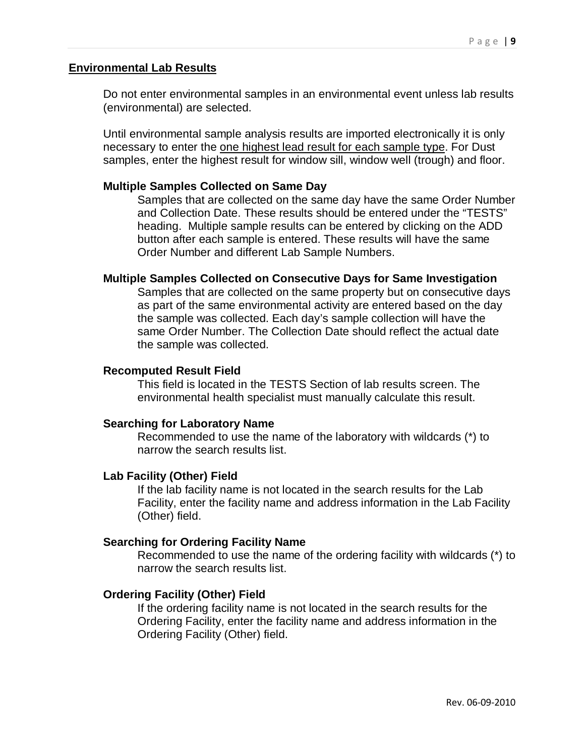## Environmental Lab Results

Do not enter environmental samples in an environmental event unless lab results (environmental) are selected.

Until environmental sample analysis results are imported electronically it is only necessary to enter the <u>one highest lead result for each sample type</u>. For Dust samples, enter the highest result for window sill, window well (trough) and floor.

### Multiple Samples Collected on Same Day

Samples that are collected on the same day have the same Order Number and Collection Date. These results should be entered under the "TESTS" heading. Multiple sample results can be entered by clicking on the ADD button after each sample is entered. These results will have the same Order Number and different Lab Sample Numbers.

### Multiple Samples Collected on Consecutive Days for Same Investigation

Samples that are collected on the same property but on consecutive days as part of the same environmental activity are entered based on the day the sample was collected. Each day's sample collection will have the same Order Number. The Collection Date should reflect the actual date the sample was collected.

### Recomputed Result Field

This field is located in the TESTS Section of lab results screen. The environmental health specialist must manually calculate this result.

### Searching for Laboratory Name

Recommended to use the name of the laboratory with wildcards (*) to narrow the search results list.

### Lab Facility (Other) Field

If the lab facility name is not located in the search results for the Lab Facility, enter the facility name and address information in the Lab Facility (Other) field.

### Searching for Ordering Facility Name

Recommended to use the name of the ordering facility with wildcards (*) to narrow the search results list.

### Ordering Facility (Other) Field

If the ordering facility name is not located in the search results for the Ordering Facility, enter the facility name and address information in the Ordering Facility (Other) field.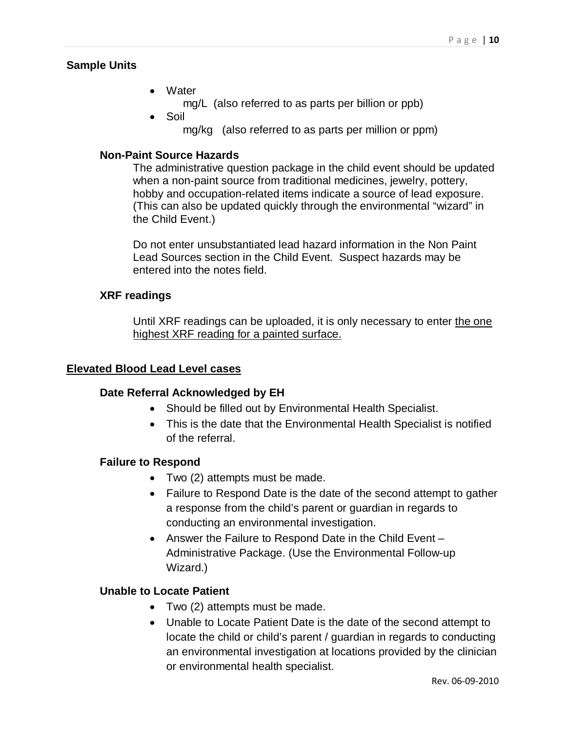## Sample Units

- Water
  - mg/L (also referred to as parts per billion or ppb)
- Soil
  - mg/kg (also referred to as parts per million or ppm)

### Non-Paint Source Hazards

The administrative question package in the child event should be updated when a non-paint source from traditional medicines, jewelry, pottery, hobby and occupation-related items indicate a source of lead exposure. (This can also be updated quickly through the environmental "wizard" in the Child Event.)

Do not enter unsubstantiated lead hazard information in the Non Paint Lead Sources section in the Child Event. Suspect hazards may be entered into the notes field.

### XRF readings

Until XRF readings can be uploaded, it is only necessary to enter the one highest XRF reading for a painted surface.

## Elevated Blood Lead Level cases

### Date Referral Acknowledged by EH

- Should be filled out by Environmental Health Specialist.
- This is the date that the Environmental Health Specialist is notified of the referral.

### Failure to Respond

- Two (2) attempts must be made.
- Failure to Respond Date is the date of the second attempt to gather a response from the child's parent or guardian in regards to conducting an environmental investigation.
- Answer the Failure to Respond Date in the Child Event – Administrative Package. (Use the Environmental Follow-up Wizard.)

### Unable to Locate Patient

- Two (2) attempts must be made.
- Unable to Locate Patient Date is the date of the second attempt to locate the child or child's parent / guardian in regards to conducting an environmental investigation at locations provided by the clinician or environmental health specialist.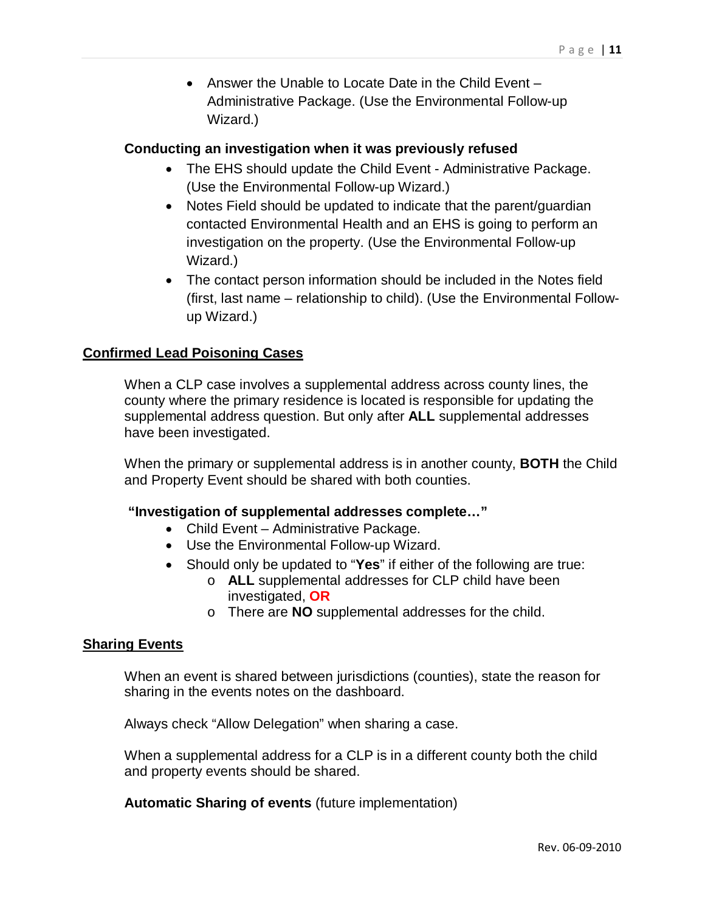- Answer the Unable to Locate Date in the Child Event – Administrative Package. (Use the Environmental Follow-up Wizard.)

**Conducting an investigation when it was previously refused**

- The EHS should update the Child Event - Administrative Package. (Use the Environmental Follow-up Wizard.)
- Notes Field should be updated to indicate that the parent/guardian contacted Environmental Health and an EHS is going to perform an investigation on the property. (Use the Environmental Follow-up Wizard.)
- The contact person information should be included in the Notes field (first, last name – relationship to child). (Use the Environmental Follow-up Wizard.)

## Confirmed Lead Poisoning Cases

When a CLP case involves a supplemental address across county lines, the county where the primary residence is located is responsible for updating the supplemental address question. But only after **ALL** supplemental addresses have been investigated.

When the primary or supplemental address is in another county, **BOTH** the Child and Property Event should be shared with both counties.

**"Investigation of supplemental addresses complete…"**

- Child Event – Administrative Package.
- Use the Environmental Follow-up Wizard.
- Should only be updated to "**Yes**" if either of the following are true:
  - **ALL** supplemental addresses for CLP child have been investigated, **OR**
  - There are **NO** supplemental addresses for the child.

## Sharing Events

When an event is shared between jurisdictions (counties), state the reason for sharing in the events notes on the dashboard.

Always check "Allow Delegation" when sharing a case.

When a supplemental address for a CLP is in a different county both the child and property events should be shared.

**Automatic Sharing of events** (future implementation)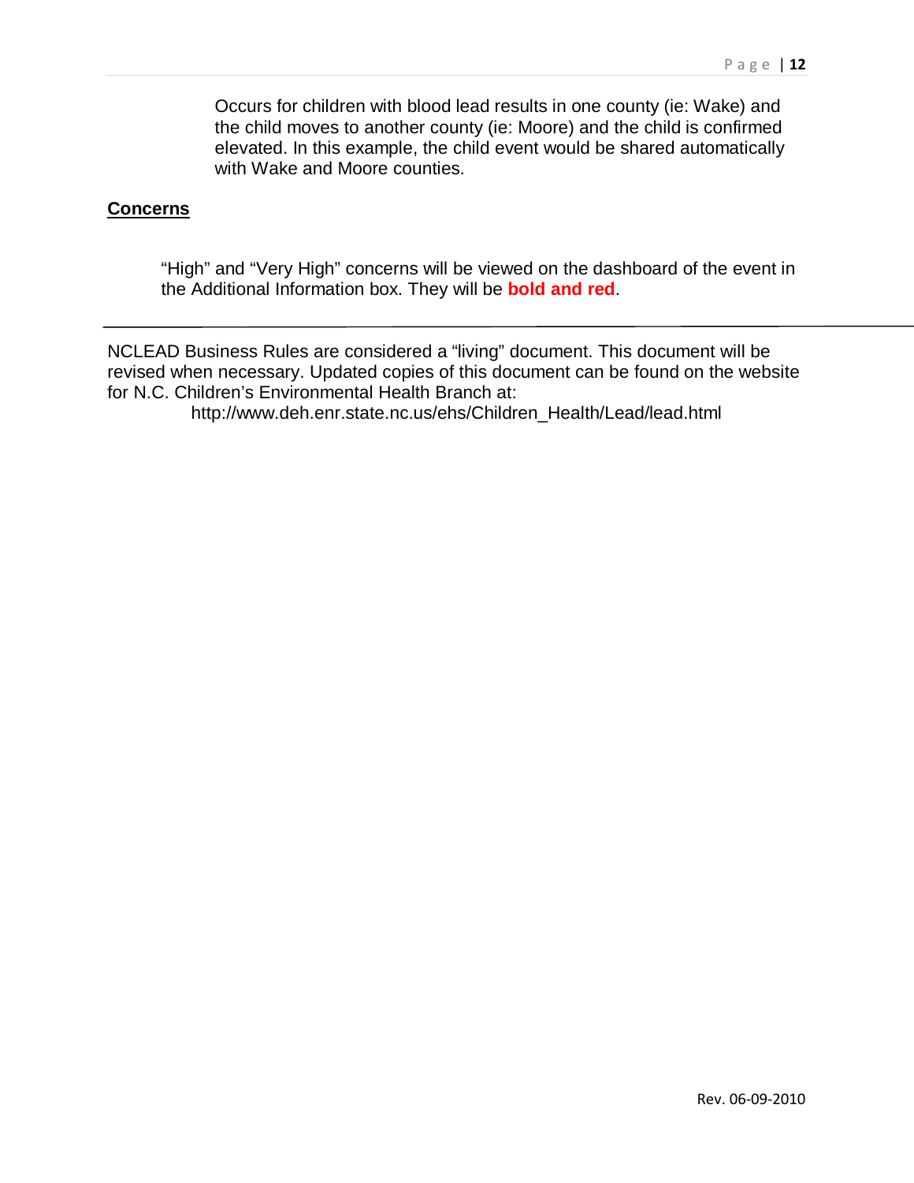Occurs for children with blood lead results in one county (ie: Wake) and the child moves to another county (ie: Moore) and the child is confirmed elevated. In this example, the child event would be shared automatically with Wake and Moore counties.

## Concerns

"High" and "Very High" concerns will be viewed on the dashboard of the event in the Additional Information box. They will be **bold and red**.

---

NCLEAD Business Rules are considered a "living" document. This document will be revised when necessary. Updated copies of this document can be found on the website for N.C. Children's Environmental Health Branch at:

http://www.deh.enr.state.nc.us/ehs/Children_Health/Lead/lead.html

Rev. 06-09-2010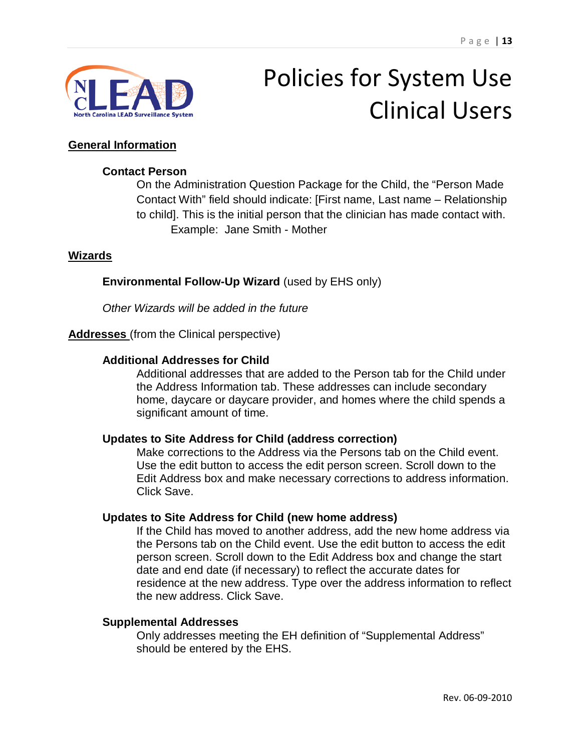# Policies for System Use Clinical Users

## General Information

### Contact Person

On the Administration Question Package for the Child, the "Person Made Contact With" field should indicate: [First name, Last name – Relationship to child]. This is the initial person that the clinician has made contact with.

Example: Jane Smith - Mother

## Wizards

**Environmental Follow-Up Wizard** (used by EHS only)

*Other Wizards will be added in the future*

## Addresses (from the Clinical perspective)

### Additional Addresses for Child

Additional addresses that are added to the Person tab for the Child under the Address Information tab. These addresses can include secondary home, daycare or daycare provider, and homes where the child spends a significant amount of time.

### Updates to Site Address for Child (address correction)

Make corrections to the Address via the Persons tab on the Child event. Use the edit button to access the edit person screen. Scroll down to the Edit Address box and make necessary corrections to address information. Click Save.

### Updates to Site Address for Child (new home address)

If the Child has moved to another address, add the new home address via the Persons tab on the Child event. Use the edit button to access the edit person screen. Scroll down to the Edit Address box and change the start date and end date (if necessary) to reflect the accurate dates for residence at the new address. Type over the address information to reflect the new address. Click Save.

### Supplemental Addresses

Only addresses meeting the EH definition of "Supplemental Address" should be entered by the EHS.

Rev. 06-09-2010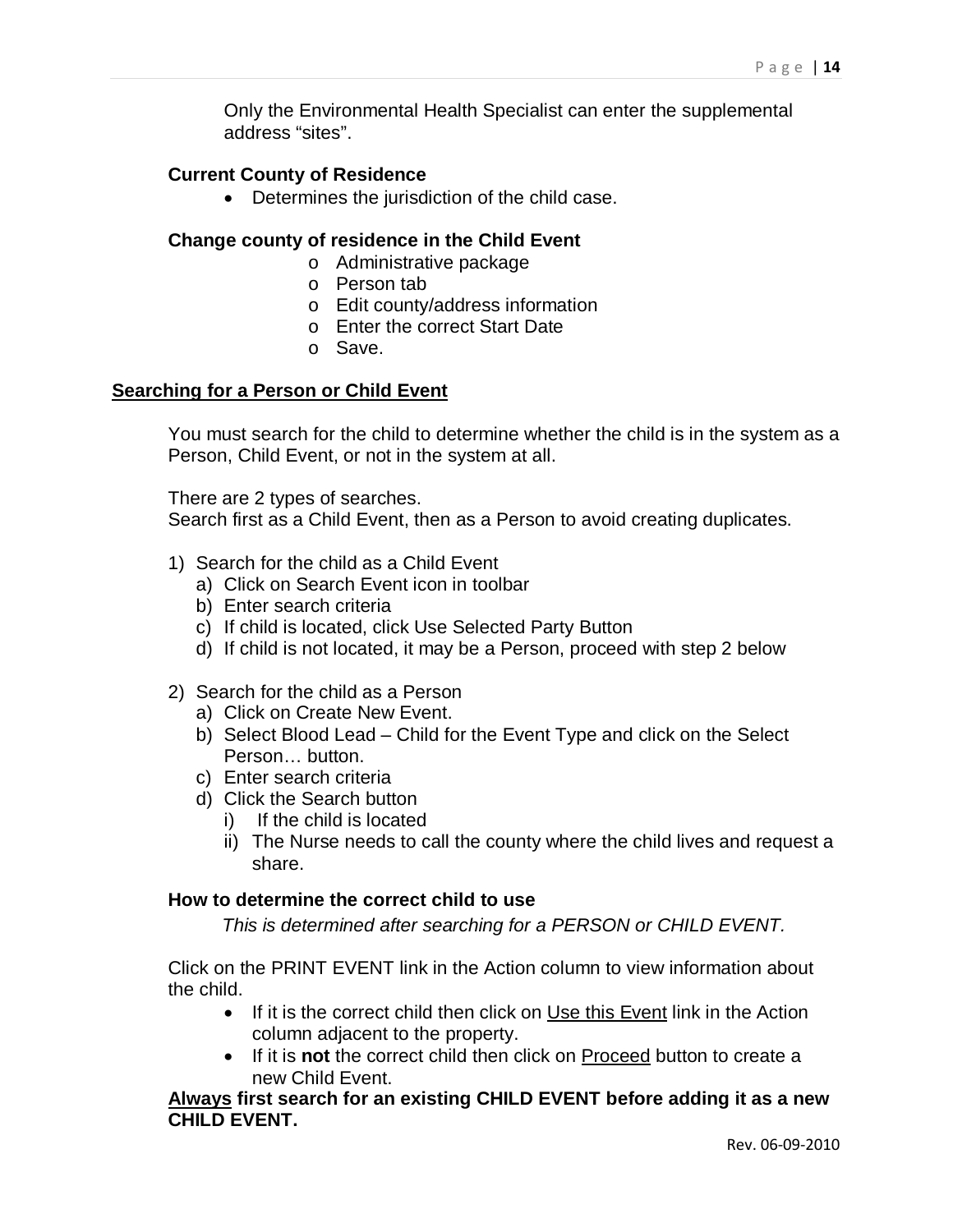Only the Environmental Health Specialist can enter the supplemental address "sites".

**Current County of Residence**

- Determines the jurisdiction of the child case.

**Change county of residence in the Child Event**

- Administrative package
- Person tab
- Edit county/address information
- Enter the correct Start Date
- Save.

## Searching for a Person or Child Event

You must search for the child to determine whether the child is in the system as a Person, Child Event, or not in the system at all.

There are 2 types of searches.
Search first as a Child Event, then as a Person to avoid creating duplicates.

1) Search for the child as a Child Event
   a) Click on Search Event icon in toolbar
   b) Enter search criteria
   c) If child is located, click Use Selected Party Button
   d) If child is not located, it may be a Person, proceed with step 2 below

2) Search for the child as a Person
   a) Click on Create New Event.
   b) Select Blood Lead – Child for the Event Type and click on the Select Person… button.
   c) Enter search criteria
   d) Click the Search button
      i) If the child is located
      ii) The Nurse needs to call the county where the child lives and request a share.

**How to determine the correct child to use**

*This is determined after searching for a PERSON or CHILD EVENT.*

Click on the PRINT EVENT link in the Action column to view information about the child.

- If it is the correct child then click on Use this Event link in the Action column adjacent to the property.
- If it is **not** the correct child then click on Proceed button to create a new Child Event.

**Always first search for an existing CHILD EVENT before adding it as a new CHILD EVENT.**

Rev. 06-09-2010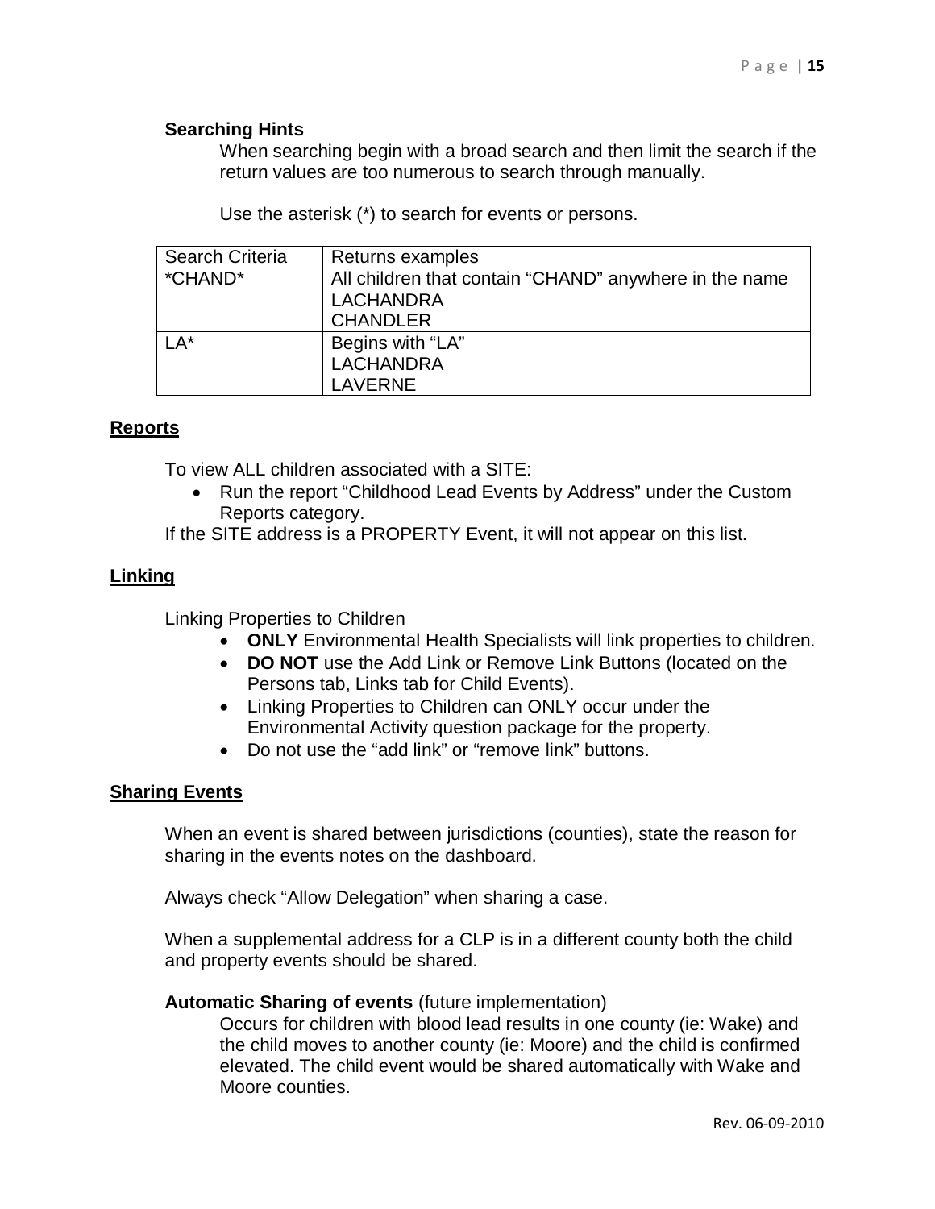### Searching Hints

When searching begin with a broad search and then limit the search if the return values are too numerous to search through manually.

Use the asterisk (*) to search for events or persons.

| Search Criteria | Returns examples |
| --- | --- |
| *CHAND* | All children that contain "CHAND" anywhere in the name<br>LACHANDRA<br>CHANDLER |
| LA* | Begins with "LA"<br>LACHANDRA<br>LAVERNE |

## Reports

To view ALL children associated with a SITE:

- Run the report "Childhood Lead Events by Address" under the Custom Reports category.

If the SITE address is a PROPERTY Event, it will not appear on this list.

## Linking

Linking Properties to Children

- **ONLY** Environmental Health Specialists will link properties to children.
- **DO NOT** use the Add Link or Remove Link Buttons (located on the Persons tab, Links tab for Child Events).
- Linking Properties to Children can ONLY occur under the Environmental Activity question package for the property.
- Do not use the "add link" or "remove link" buttons.

## Sharing Events

When an event is shared between jurisdictions (counties), state the reason for sharing in the events notes on the dashboard.

Always check "Allow Delegation" when sharing a case.

When a supplemental address for a CLP is in a different county both the child and property events should be shared.

**Automatic Sharing of events** (future implementation)

Occurs for children with blood lead results in one county (ie: Wake) and the child moves to another county (ie: Moore) and the child is confirmed elevated. The child event would be shared automatically with Wake and Moore counties.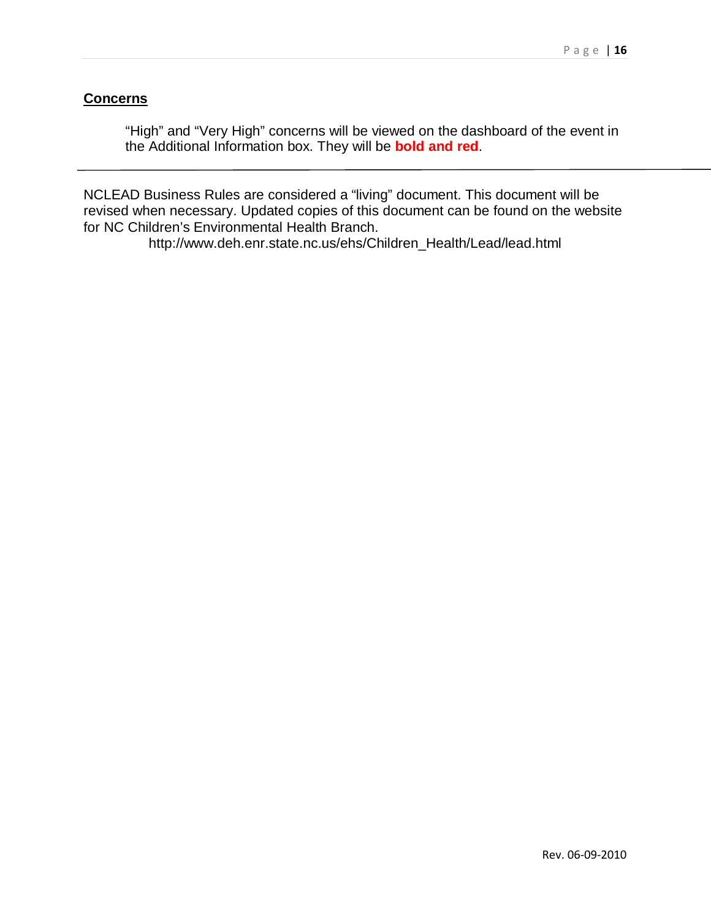## **Concerns**

"High" and "Very High" concerns will be viewed on the dashboard of the event in the Additional Information box. They will be **bold and red**.

---

NCLEAD Business Rules are considered a "living" document. This document will be revised when necessary. Updated copies of this document can be found on the website for NC Children's Environmental Health Branch.

http://www.deh.enr.state.nc.us/ehs/Children_Health/Lead/lead.html